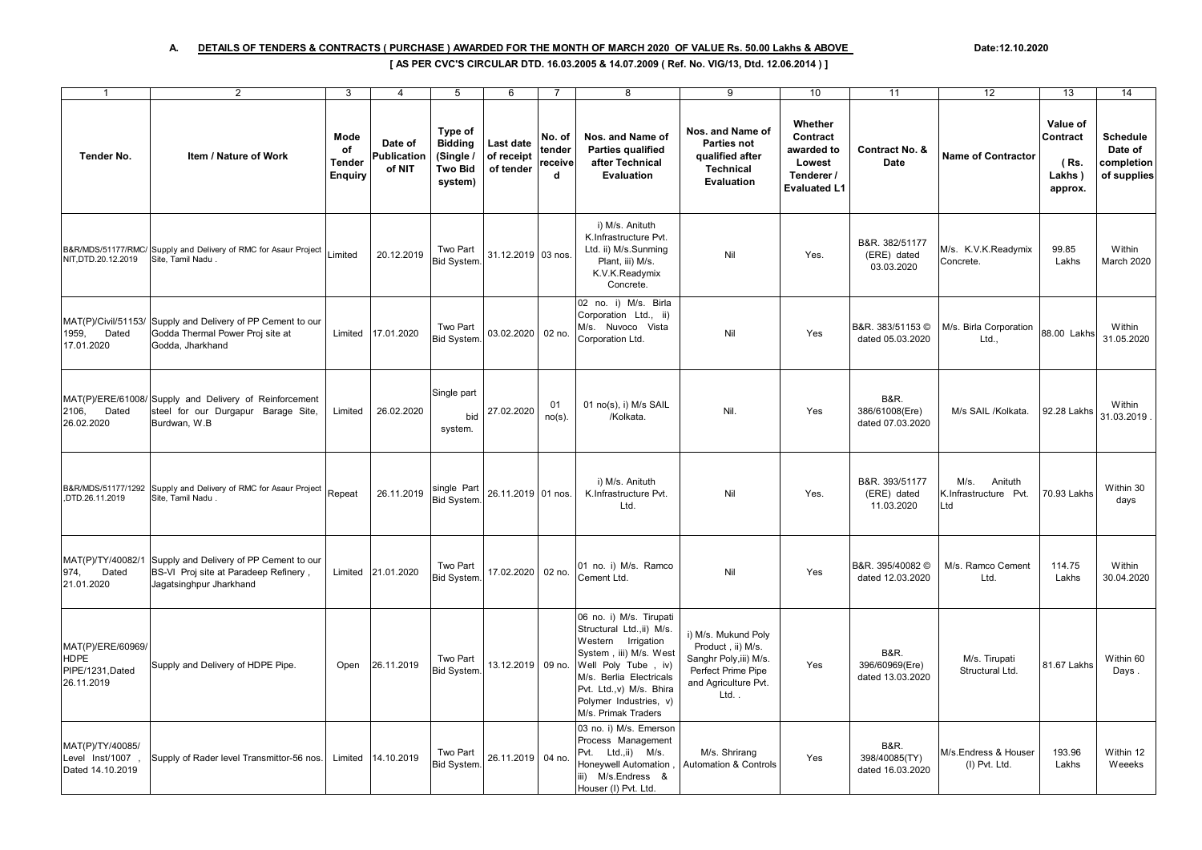**A. DETAILS OF TENDERS & CONTRACTS ( PURCHASE ) AWARDED FOR THE MONTH OF MARCH 2020 OF VALUE Rs. 50.00 Lakhs & ABOVE** Date:12.10.2020

**[ AS PER CVC'S CIRCULAR DTD. 16.03.2005 & 14.07.2009 ( Ref. No. VIG/13, Dtd. 12.06.2014 ) ]**

| 1 | 2 | 3 | 4 | 5 | 6 | 7 | 8 | 9 | 10 | 11 | 12 | 13 | 14 |
|---|---|---|---|---|---|---|---|---|---|---|---|---|---|
| **Tender No.** | **Item / Nature of Work** | **Mode of Tender Enquiry** | **Date of Publication of NIT** | **Type of Bidding (Single / Two Bid system)** | **Last date of receipt of tender** | **No. of tender received** | **Nos. and Name of Parties qualified after Technical Evaluation** | **Nos. and Name of Parties not qualified after Technical Evaluation** | **Whether Contract awarded to Lowest Tenderer / Evaluated L1** | **Contract No. & Date** | **Name of Contractor** | **Value of Contract (Rs. Lakhs) approx.** | **Schedule Date of completion of supplies** |
| B&R/MDS/51177/RMC/NIT,DTD.20.12.2019 | Supply and Delivery of RMC for Asaur Project Site, Tamil Nadu . | Limited | 20.12.2019 | Two Part Bid System. | 31.12.2019 | 03 nos. | i) M/s. Anituth K.Infrastructure Pvt. Ltd. ii) M/s.Sunming Plant, iii) M/s. K.V.K.Readymix Concrete. | Nil | Yes. | B&R. 382/51177 (ERE) dated 03.03.2020 | M/s. K.V.K.Readymix Concrete. | 99.85 Lakhs | Within March 2020 |
| MAT(P)/Civil/51153/1959, Dated 17.01.2020 | Supply and Delivery of PP Cement to our Godda Thermal Power Proj site at Godda, Jharkhand | Limited | 17.01.2020 | Two Part Bid System. | 03.02.2020 | 02 no. | 02 no. i) M/s. Birla Corporation Ltd., ii) M/s. Nuvoco Vista Corporation Ltd. | Nil | Yes | B&R. 383/51153 © dated 05.03.2020 | M/s. Birla Corporation Ltd., | 88.00 Lakhs | Within 31.05.2020 |
| MAT(P)/ERE/61008/2106, Dated 26.02.2020 | Supply and Delivery of Reinforcement steel for our Durgapur Barage Site, Burdwan, W.B | Limited | 26.02.2020 | Single part bid system. | 27.02.2020 | 01 no(s). | 01 no(s), i) M/s SAIL /Kolkata. | Nil. | Yes | B&R. 386/61008(Ere) dated 07.03.2020 | M/s SAIL /Kolkata. | 92.28 Lakhs | Within 31.03.2019 . |
| B&R/MDS/51177/1292,DTD.26.11.2019 | Supply and Delivery of RMC for Asaur Project Site, Tamil Nadu . | Repeat | 26.11.2019 | single Part Bid System. | 26.11.2019 | 01 nos. | i) M/s. Anituth K.Infrastructure Pvt. Ltd. | Nil | Yes. | B&R. 393/51177 (ERE) dated 11.03.2020 | M/s. Anituth K.Infrastructure Pvt. Ltd | 70.93 Lakhs | Within 30 days |
| MAT(P)/TY/40082/1974, Dated 21.01.2020 | Supply and Delivery of PP Cement to our BS-VI Proj site at Paradeep Refinery , Jagatsinghpur Jharkhand | Limited | 21.01.2020 | Two Part Bid System. | 17.02.2020 | 02 no. | 01 no. i) M/s. Ramco Cement Ltd. | Nil | Yes | B&R. 395/40082 © dated 12.03.2020 | M/s. Ramco Cement Ltd. | 114.75 Lakhs | Within 30.04.2020 |
| MAT(P)/ERE/60969/HDPE PIPE/1231,Dated 26.11.2019 | Supply and Delivery of HDPE Pipe. | Open | 26.11.2019 | Two Part Bid System. | 13.12.2019 | 09 no. | 06 no. i) M/s. Tirupati Structural Ltd.,ii) M/s. Western Irrigation System , iii) M/s. West Well Poly Tube , iv) M/s. Berlia Electricals Pvt. Ltd.,v) M/s. Bhira Polymer Industries, v) M/s. Primak Traders | i) M/s. Mukund Poly Product , ii) M/s. Sanghr Poly,iii) M/s. Perfect Prime Pipe and Agriculture Pvt. Ltd. . | Yes | B&R. 396/60969(Ere) dated 13.03.2020 | M/s. Tirupati Structural Ltd. | 81.67 Lakhs | Within 60 Days . |
| MAT(P)/TY/40085/Level Inst/1007 , Dated 14.10.2019 | Supply of Rader level Transmittor-56 nos. | Limited | 14.10.2019 | Two Part Bid System. | 26.11.2019 | 04 no. | 03 no. i) M/s. Emerson Process Management Pvt. Ltd.,ii) M/s. Honeywell Automation , iii) M/s.Endress & Houser (I) Pvt. Ltd. | M/s. Shrirang Automation & Controls | Yes | B&R. 398/40085(TY) dated 16.03.2020 | M/s.Endress & Houser (I) Pvt. Ltd. | 193.96 Lakhs | Within 12 Weeeks |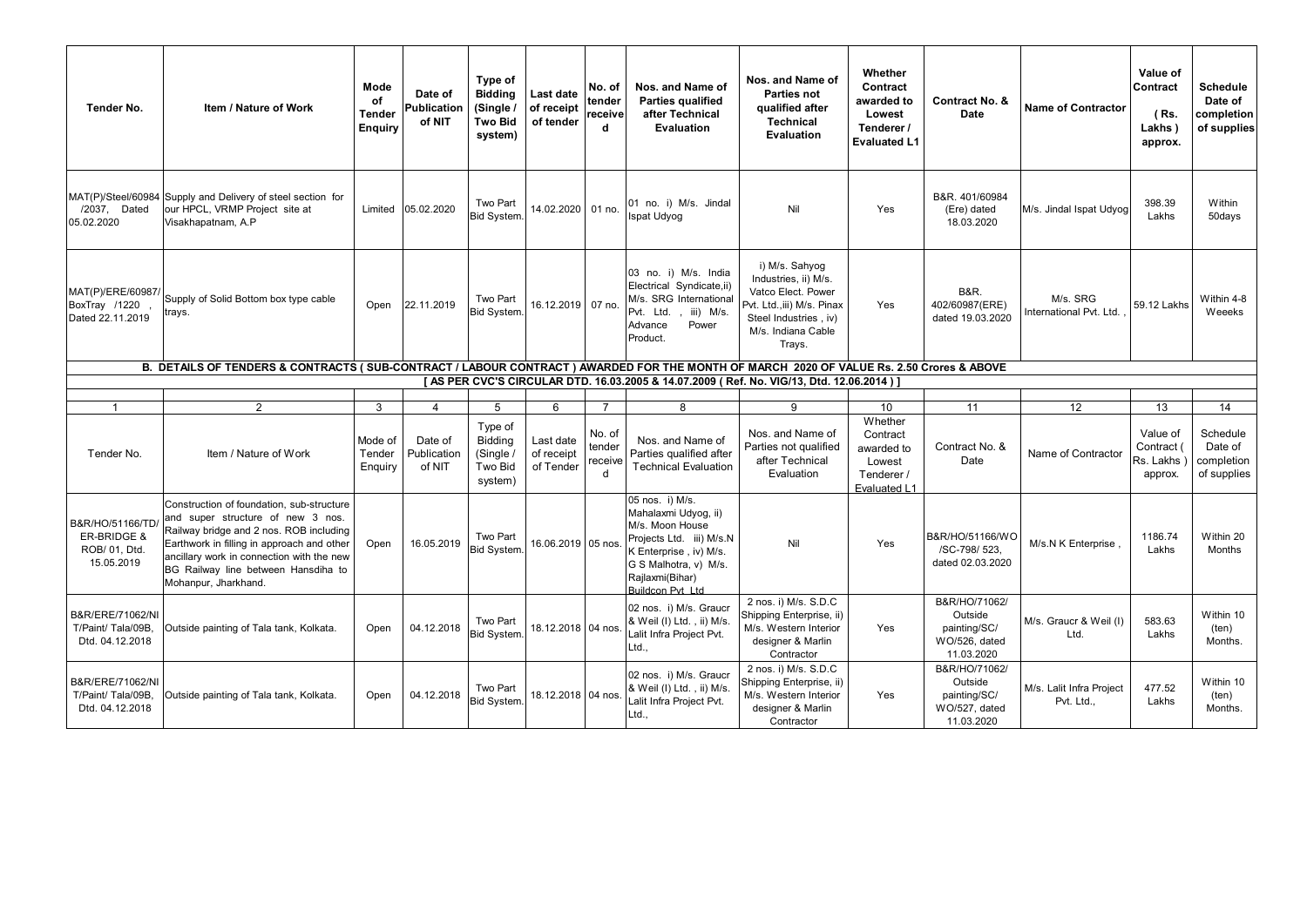| Tender No. | Item / Nature of Work | Mode of Tender Enquiry | Date of Publication of NIT | Type of Bidding (Single / Two Bid system) | Last date of receipt of tender | No. of tender received | Nos. and Name of Parties qualified after Technical Evaluation | Nos. and Name of Parties not qualified after Technical Evaluation | Whether Contract awarded to Lowest Tenderer / Evaluated L1 | Contract No. & Date | Name of Contractor | Value of Contract (Rs. Lakhs) approx. | Schedule Date of completion of supplies |
|---|---|---|---|---|---|---|---|---|---|---|---|---|---|
| MAT(P)/Steel/60984 /2037, Dated 05.02.2020 | Supply and Delivery of steel section for our HPCL, VRMP Project site at Visakhapatnam, A.P | Limited | 05.02.2020 | Two Part Bid System. | 14.02.2020 | 01 no. | 01 no. i) M/s. Jindal Ispat Udyog | Nil | Yes | B&R. 401/60984 (Ere) dated 18.03.2020 | M/s. Jindal Ispat Udyog | 398.39 Lakhs | Within 50days |
| MAT(P)/ERE/60987/ BoxTray /1220 , Dated 22.11.2019 | Supply of Solid Bottom box type cable trays. | Open | 22.11.2019 | Two Part Bid System. | 16.12.2019 | 07 no. | 03 no. i) M/s. India Electrical Syndicate,ii) M/s. SRG International Pvt. Ltd. , iii) M/s. Advance Power Product. | i) M/s. Sahyog Industries, ii) M/s. Vatco Elect. Power Pvt. Ltd.,iii) M/s. Pinax Steel Industries , iv) M/s. Indiana Cable Trays. | Yes | B&R. 402/60987(ERE) dated 19.03.2020 | M/s. SRG International Pvt. Ltd. , | 59.12 Lakhs | Within 4-8 Weeeks |

**B. DETAILS OF TENDERS & CONTRACTS ( SUB-CONTRACT / LABOUR CONTRACT ) AWARDED FOR THE MONTH OF MARCH 2020 OF VALUE Rs. 2.50 Crores & ABOVE**

**[ AS PER CVC'S CIRCULAR DTD. 16.03.2005 & 14.07.2009 ( Ref. No. VIG/13, Dtd. 12.06.2014 ) ]**

| 1 | 2 | 3 | 4 | 5 | 6 | 7 | 8 | 9 | 10 | 11 | 12 | 13 | 14 |
|---|---|---|---|---|---|---|---|---|---|---|---|---|---|
| Tender No. | Item / Nature of Work | Mode of Tender Enquiry | Date of Publication of NIT | Type of Bidding (Single / Two Bid system) | Last date of receipt of Tender | No. of tender received | Nos. and Name of Parties qualified after Technical Evaluation | Nos. and Name of Parties not qualified after Technical Evaluation | Whether Contract awarded to Lowest Tenderer / Evaluated L1 | Contract No. & Date | Name of Contractor | Value of Contract ( Rs. Lakhs ) approx. | Schedule Date of completion of supplies |
| B&R/HO/51166/TD/ ER-BRIDGE & ROB/ 01, Dtd. 15.05.2019 | Construction of foundation, sub-structure and super structure of new 3 nos. Railway bridge and 2 nos. ROB including Earthwork in filling in approach and other ancillary work in connection with the new BG Railway line between Hansdiha to Mohanpur, Jharkhand. | Open | 16.05.2019 | Two Part Bid System. | 16.06.2019 | 05 nos. | 05 nos. i) M/s. Mahalaxmi Udyog, ii) M/s. Moon House Projects Ltd. iii) M/s.N K Enterprise , iv) M/s. G S Malhotra, v) M/s. Rajlaxmi(Bihar) Buildcon Pvt. Ltd | Nil | Yes | B&R/HO/51166/WO /SC-798/ 523, dated 02.03.2020 | M/s.N K Enterprise , | 1186.74 Lakhs | Within 20 Months |
| B&R/ERE/71062/NI T/Paint/ Tala/09B, Dtd. 04.12.2018 | Outside painting of Tala tank, Kolkata. | Open | 04.12.2018 | Two Part Bid System. | 18.12.2018 | 04 nos. | 02 nos. i) M/s. Graucr & Weil (I) Ltd. , ii) M/s. Lalit Infra Project Pvt. Ltd., | 2 nos. i) M/s. S.D.C Shipping Enterprise, ii) M/s. Western Interior designer & Marlin Contractor | Yes | B&R/HO/71062/ Outside painting/SC/ WO/526, dated 11.03.2020 | M/s. Graucr & Weil (I) Ltd. | 583.63 Lakhs | Within 10 (ten) Months. |
| B&R/ERE/71062/NI T/Paint/ Tala/09B, Dtd. 04.12.2018 | Outside painting of Tala tank, Kolkata. | Open | 04.12.2018 | Two Part Bid System. | 18.12.2018 | 04 nos. | 02 nos. i) M/s. Graucr & Weil (I) Ltd. , ii) M/s. Lalit Infra Project Pvt. Ltd., | 2 nos. i) M/s. S.D.C Shipping Enterprise, ii) M/s. Western Interior designer & Marlin Contractor | Yes | B&R/HO/71062/ Outside painting/SC/ WO/527, dated 11.03.2020 | M/s. Lalit Infra Project Pvt. Ltd., | 477.52 Lakhs | Within 10 (ten) Months. |